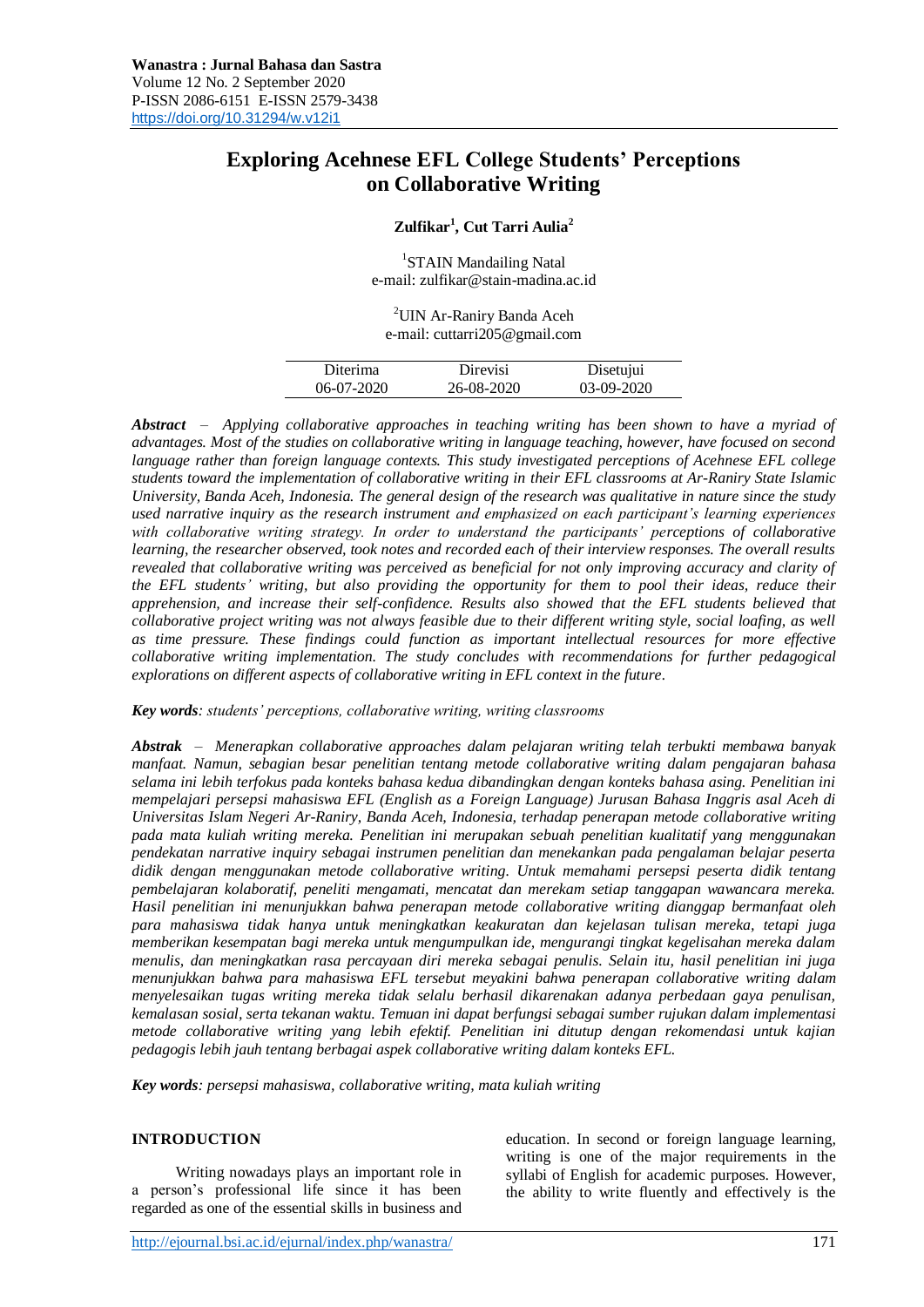# Exploring Acehnese EFL College Students' Perceptions on Collaborative Writing

**Zulfikar[1], Cut Tarri Aulia[2]**

[1]STAIN Mandailing Natal
e-mail: zulfikar@stain-madina.ac.id

[2]UIN Ar-Raniry Banda Aceh
e-mail: cuttarri205@gmail.com

| Diterima | Direvisi | Disetujui |
|---|---|---|
| 06-07-2020 | 26-08-2020 | 03-09-2020 |

***Abstract*** – *Applying collaborative approaches in teaching writing has been shown to have a myriad of advantages. Most of the studies on collaborative writing in language teaching, however, have focused on second language rather than foreign language contexts. This study investigated perceptions of Acehnese EFL college students toward the implementation of collaborative writing in their EFL classrooms at Ar-Raniry State Islamic University, Banda Aceh, Indonesia. The general design of the research was qualitative in nature since the study used narrative inquiry as the research instrument and emphasized on each participant's learning experiences with collaborative writing strategy. In order to understand the participants' perceptions of collaborative learning, the researcher observed, took notes and recorded each of their interview responses. The overall results revealed that collaborative writing was perceived as beneficial for not only improving accuracy and clarity of the EFL students' writing, but also providing the opportunity for them to pool their ideas, reduce their apprehension, and increase their self-confidence. Results also showed that the EFL students believed that collaborative project writing was not always feasible due to their different writing style, social loafing, as well as time pressure. These findings could function as important intellectual resources for more effective collaborative writing implementation. The study concludes with recommendations for further pedagogical explorations on different aspects of collaborative writing in EFL context in the future.*

***Key words****: students' perceptions, collaborative writing, writing classrooms*

***Abstrak*** – *Menerapkan collaborative approaches dalam pelajaran writing telah terbukti membawa banyak manfaat. Namun, sebagian besar penelitian tentang metode collaborative writing dalam pengajaran bahasa selama ini lebih terfokus pada konteks bahasa kedua dibandingkan dengan konteks bahasa asing. Penelitian ini mempelajari persepsi mahasiswa EFL (English as a Foreign Language) Jurusan Bahasa Inggris asal Aceh di Universitas Islam Negeri Ar-Raniry, Banda Aceh, Indonesia, terhadap penerapan metode collaborative writing pada mata kuliah writing mereka. Penelitian ini merupakan sebuah penelitian kualitatif yang menggunakan pendekatan narrative inquiry sebagai instrumen penelitian dan menekankan pada pengalaman belajar peserta didik dengan menggunakan metode collaborative writing. Untuk memahami persepsi peserta didik tentang pembelajaran kolaboratif, peneliti mengamati, mencatat dan merekam setiap tanggapan wawancara mereka. Hasil penelitian ini menunjukkan bahwa penerapan metode collaborative writing dianggap bermanfaat oleh para mahasiswa tidak hanya untuk meningkatkan keakuratan dan kejelasan tulisan mereka, tetapi juga memberikan kesempatan bagi mereka untuk mengumpulkan ide, mengurangi tingkat kegelisahan mereka dalam menulis, dan meningkatkan rasa percayaan diri mereka sebagai penulis. Selain itu, hasil penelitian ini juga menunjukkan bahwa para mahasiswa EFL tersebut meyakini bahwa penerapan collaborative writing dalam menyelesaikan tugas writing mereka tidak selalu berhasil dikarenakan adanya perbedaan gaya penulisan, kemalasan sosial, serta tekanan waktu. Temuan ini dapat berfungsi sebagai sumber rujukan dalam implementasi metode collaborative writing yang lebih efektif. Penelitian ini ditutup dengan rekomendasi untuk kajian pedagogis lebih jauh tentang berbagai aspek collaborative writing dalam konteks EFL.*

***Key words****: persepsi mahasiswa, collaborative writing, mata kuliah writing*

## INTRODUCTION

Writing nowadays plays an important role in a person's professional life since it has been regarded as one of the essential skills in business and education. In second or foreign language learning, writing is one of the major requirements in the syllabi of English for academic purposes. However, the ability to write fluently and effectively is the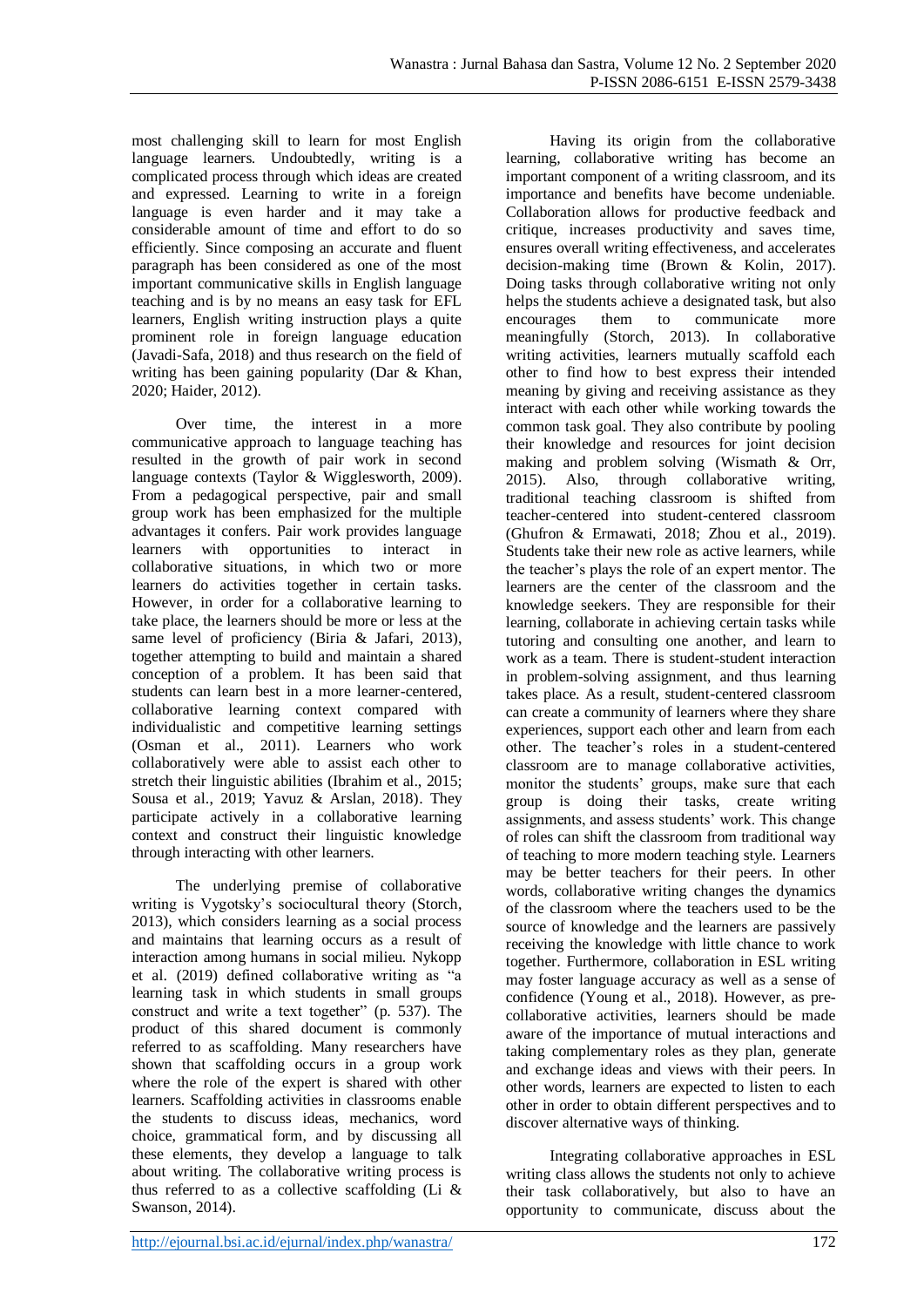most challenging skill to learn for most English language learners. Undoubtedly, writing is a complicated process through which ideas are created and expressed. Learning to write in a foreign language is even harder and it may take a considerable amount of time and effort to do so efficiently. Since composing an accurate and fluent paragraph has been considered as one of the most important communicative skills in English language teaching and is by no means an easy task for EFL learners, English writing instruction plays a quite prominent role in foreign language education (Javadi-Safa, 2018) and thus research on the field of writing has been gaining popularity (Dar & Khan, 2020; Haider, 2012).

Over time, the interest in a more communicative approach to language teaching has resulted in the growth of pair work in second language contexts (Taylor & Wigglesworth, 2009). From a pedagogical perspective, pair and small group work has been emphasized for the multiple advantages it confers. Pair work provides language learners with opportunities to interact in collaborative situations, in which two or more learners do activities together in certain tasks. However, in order for a collaborative learning to take place, the learners should be more or less at the same level of proficiency (Biria & Jafari, 2013), together attempting to build and maintain a shared conception of a problem. It has been said that students can learn best in a more learner-centered, collaborative learning context compared with individualistic and competitive learning settings (Osman et al., 2011). Learners who work collaboratively were able to assist each other to stretch their linguistic abilities (Ibrahim et al., 2015; Sousa et al., 2019; Yavuz & Arslan, 2018). They participate actively in a collaborative learning context and construct their linguistic knowledge through interacting with other learners.

The underlying premise of collaborative writing is Vygotsky's sociocultural theory (Storch, 2013), which considers learning as a social process and maintains that learning occurs as a result of interaction among humans in social milieu. Nykopp et al. (2019) defined collaborative writing as "a learning task in which students in small groups construct and write a text together" (p. 537). The product of this shared document is commonly referred to as scaffolding. Many researchers have shown that scaffolding occurs in a group work where the role of the expert is shared with other learners. Scaffolding activities in classrooms enable the students to discuss ideas, mechanics, word choice, grammatical form, and by discussing all these elements, they develop a language to talk about writing. The collaborative writing process is thus referred to as a collective scaffolding (Li & Swanson, 2014).

Having its origin from the collaborative learning, collaborative writing has become an important component of a writing classroom, and its importance and benefits have become undeniable. Collaboration allows for productive feedback and critique, increases productivity and saves time, ensures overall writing effectiveness, and accelerates decision-making time (Brown & Kolin, 2017). Doing tasks through collaborative writing not only helps the students achieve a designated task, but also encourages them to communicate more meaningfully (Storch, 2013). In collaborative writing activities, learners mutually scaffold each other to find how to best express their intended meaning by giving and receiving assistance as they interact with each other while working towards the common task goal. They also contribute by pooling their knowledge and resources for joint decision making and problem solving (Wismath & Orr, 2015). Also, through collaborative writing, traditional teaching classroom is shifted from teacher-centered into student-centered classroom (Ghufron & Ermawati, 2018; Zhou et al., 2019). Students take their new role as active learners, while the teacher's plays the role of an expert mentor. The learners are the center of the classroom and the knowledge seekers. They are responsible for their learning, collaborate in achieving certain tasks while tutoring and consulting one another, and learn to work as a team. There is student-student interaction in problem-solving assignment, and thus learning takes place. As a result, student-centered classroom can create a community of learners where they share experiences, support each other and learn from each other. The teacher's roles in a student-centered classroom are to manage collaborative activities, monitor the students' groups, make sure that each group is doing their tasks, create writing assignments, and assess students' work. This change of roles can shift the classroom from traditional way of teaching to more modern teaching style. Learners may be better teachers for their peers. In other words, collaborative writing changes the dynamics of the classroom where the teachers used to be the source of knowledge and the learners are passively receiving the knowledge with little chance to work together. Furthermore, collaboration in ESL writing may foster language accuracy as well as a sense of confidence (Young et al., 2018). However, as pre-collaborative activities, learners should be made aware of the importance of mutual interactions and taking complementary roles as they plan, generate and exchange ideas and views with their peers. In other words, learners are expected to listen to each other in order to obtain different perspectives and to discover alternative ways of thinking.

Integrating collaborative approaches in ESL writing class allows the students not only to achieve their task collaboratively, but also to have an opportunity to communicate, discuss about the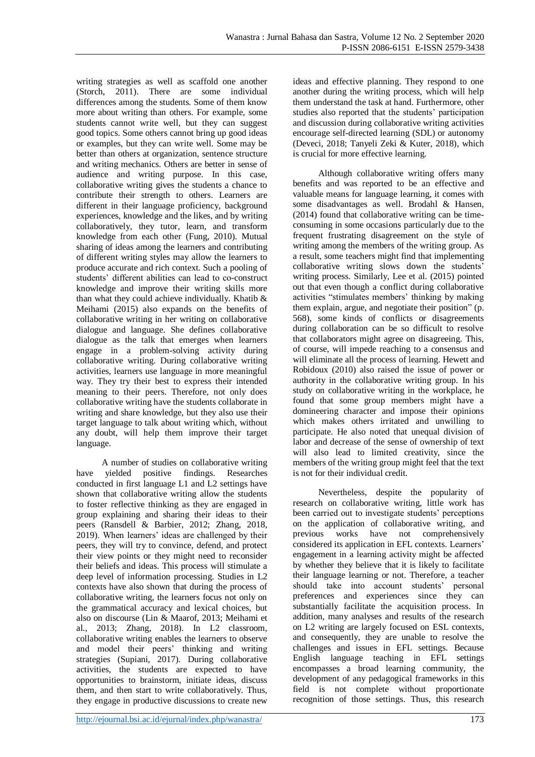writing strategies as well as scaffold one another (Storch, 2011). There are some individual differences among the students. Some of them know more about writing than others. For example, some students cannot write well, but they can suggest good topics. Some others cannot bring up good ideas or examples, but they can write well. Some may be better than others at organization, sentence structure and writing mechanics. Others are better in sense of audience and writing purpose. In this case, collaborative writing gives the students a chance to contribute their strength to others. Learners are different in their language proficiency, background experiences, knowledge and the likes, and by writing collaboratively, they tutor, learn, and transform knowledge from each other (Fung, 2010). Mutual sharing of ideas among the learners and contributing of different writing styles may allow the learners to produce accurate and rich context. Such a pooling of students' different abilities can lead to co-construct knowledge and improve their writing skills more than what they could achieve individually. Khatib & Meihami (2015) also expands on the benefits of collaborative writing in her writing on collaborative dialogue and language. She defines collaborative dialogue as the talk that emerges when learners engage in a problem-solving activity during collaborative writing. During collaborative writing activities, learners use language in more meaningful way. They try their best to express their intended meaning to their peers. Therefore, not only does collaborative writing have the students collaborate in writing and share knowledge, but they also use their target language to talk about writing which, without any doubt, will help them improve their target language.

A number of studies on collaborative writing have yielded positive findings. Researches conducted in first language L1 and L2 settings have shown that collaborative writing allow the students to foster reflective thinking as they are engaged in group explaining and sharing their ideas to their peers (Ransdell & Barbier, 2012; Zhang, 2018, 2019). When learners' ideas are challenged by their peers, they will try to convince, defend, and protect their view points or they might need to reconsider their beliefs and ideas. This process will stimulate a deep level of information processing. Studies in L2 contexts have also shown that during the process of collaborative writing, the learners focus not only on the grammatical accuracy and lexical choices, but also on discourse (Lin & Maarof, 2013; Meihami et al., 2013; Zhang, 2018). In L2 classroom, collaborative writing enables the learners to observe and model their peers' thinking and writing strategies (Supiani, 2017). During collaborative activities, the students are expected to have opportunities to brainstorm, initiate ideas, discuss them, and then start to write collaboratively. Thus, they engage in productive discussions to create new ideas and effective planning. They respond to one another during the writing process, which will help them understand the task at hand. Furthermore, other studies also reported that the students' participation and discussion during collaborative writing activities encourage self-directed learning (SDL) or autonomy (Deveci, 2018; Tanyeli Zeki & Kuter, 2018), which is crucial for more effective learning.

Although collaborative writing offers many benefits and was reported to be an effective and valuable means for language learning, it comes with some disadvantages as well. Brodahl & Hansen, (2014) found that collaborative writing can be time-consuming in some occasions particularly due to the frequent frustrating disagreement on the style of writing among the members of the writing group. As a result, some teachers might find that implementing collaborative writing slows down the students' writing process. Similarly, Lee et al. (2015) pointed out that even though a conflict during collaborative activities "stimulates members' thinking by making them explain, argue, and negotiate their position" (p. 568), some kinds of conflicts or disagreements during collaboration can be so difficult to resolve that collaborators might agree on disagreeing. This, of course, will impede reaching to a consensus and will eliminate all the process of learning. Hewett and Robidoux (2010) also raised the issue of power or authority in the collaborative writing group. In his study on collaborative writing in the workplace, he found that some group members might have a domineering character and impose their opinions which makes others irritated and unwilling to participate. He also noted that unequal division of labor and decrease of the sense of ownership of text will also lead to limited creativity, since the members of the writing group might feel that the text is not for their individual credit.

Nevertheless, despite the popularity of research on collaborative writing, little work has been carried out to investigate students' perceptions on the application of collaborative writing, and previous works have not comprehensively considered its application in EFL contexts. Learners' engagement in a learning activity might be affected by whether they believe that it is likely to facilitate their language learning or not. Therefore, a teacher should take into account students' personal preferences and experiences since they can substantially facilitate the acquisition process. In addition, many analyses and results of the research on L2 writing are largely focused on ESL contexts, and consequently, they are unable to resolve the challenges and issues in EFL settings. Because English language teaching in EFL settings encompasses a broad learning community, the development of any pedagogical frameworks in this field is not complete without proportionate recognition of those settings. Thus, this research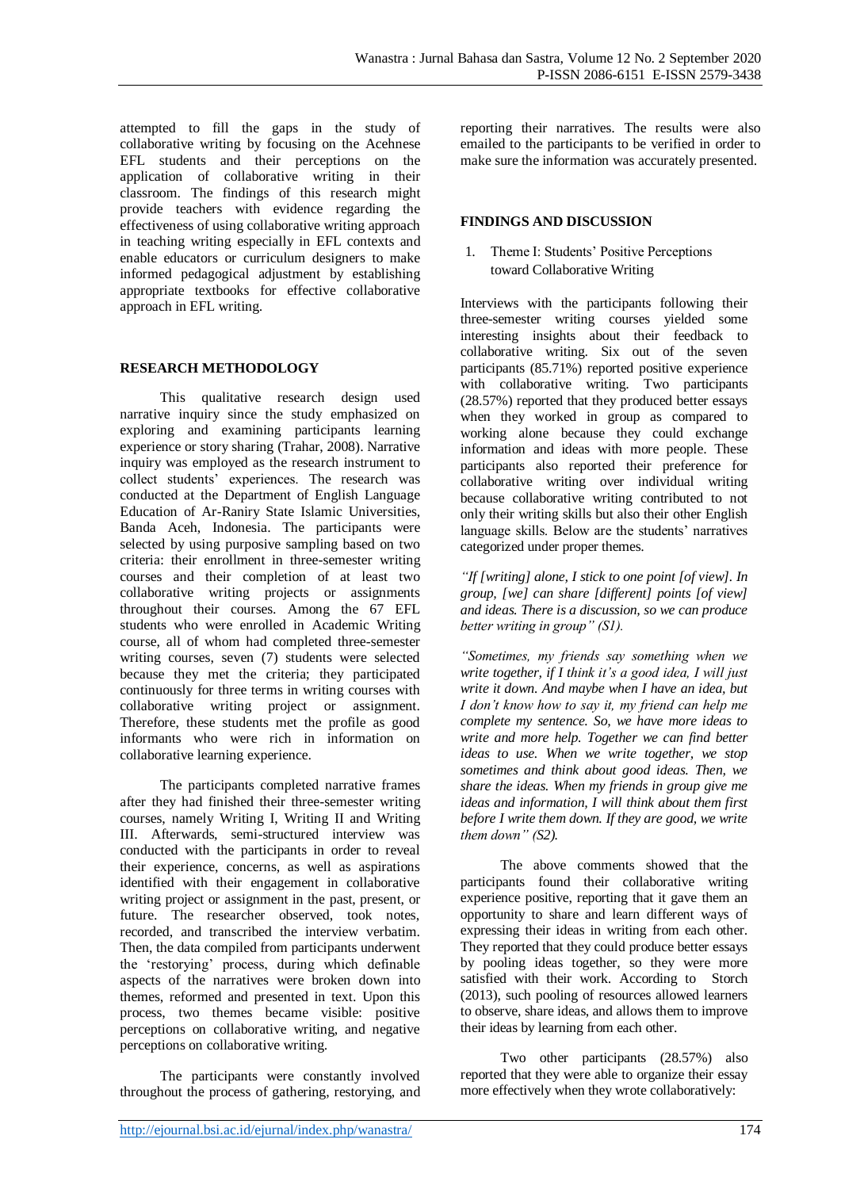attempted to fill the gaps in the study of collaborative writing by focusing on the Acehnese EFL students and their perceptions on the application of collaborative writing in their classroom. The findings of this research might provide teachers with evidence regarding the effectiveness of using collaborative writing approach in teaching writing especially in EFL contexts and enable educators or curriculum designers to make informed pedagogical adjustment by establishing appropriate textbooks for effective collaborative approach in EFL writing.

## RESEARCH METHODOLOGY

This qualitative research design used narrative inquiry since the study emphasized on exploring and examining participants learning experience or story sharing (Trahar, 2008). Narrative inquiry was employed as the research instrument to collect students' experiences. The research was conducted at the Department of English Language Education of Ar-Raniry State Islamic Universities, Banda Aceh, Indonesia. The participants were selected by using purposive sampling based on two criteria: their enrollment in three-semester writing courses and their completion of at least two collaborative writing projects or assignments throughout their courses. Among the 67 EFL students who were enrolled in Academic Writing course, all of whom had completed three-semester writing courses, seven (7) students were selected because they met the criteria; they participated continuously for three terms in writing courses with collaborative writing project or assignment. Therefore, these students met the profile as good informants who were rich in information on collaborative learning experience.

The participants completed narrative frames after they had finished their three-semester writing courses, namely Writing I, Writing II and Writing III. Afterwards, semi-structured interview was conducted with the participants in order to reveal their experience, concerns, as well as aspirations identified with their engagement in collaborative writing project or assignment in the past, present, or future. The researcher observed, took notes, recorded, and transcribed the interview verbatim. Then, the data compiled from participants underwent the 'restorying' process, during which definable aspects of the narratives were broken down into themes, reformed and presented in text. Upon this process, two themes became visible: positive perceptions on collaborative writing, and negative perceptions on collaborative writing.

The participants were constantly involved throughout the process of gathering, restorying, and reporting their narratives. The results were also emailed to the participants to be verified in order to make sure the information was accurately presented.

## FINDINGS AND DISCUSSION

### 1. Theme I: Students' Positive Perceptions toward Collaborative Writing

Interviews with the participants following their three-semester writing courses yielded some interesting insights about their feedback to collaborative writing. Six out of the seven participants (85.71%) reported positive experience with collaborative writing. Two participants (28.57%) reported that they produced better essays when they worked in group as compared to working alone because they could exchange information and ideas with more people. These participants also reported their preference for collaborative writing over individual writing because collaborative writing contributed to not only their writing skills but also their other English language skills. Below are the students' narratives categorized under proper themes.

*"If [writing] alone, I stick to one point [of view]. In group, [we] can share [different] points [of view] and ideas. There is a discussion, so we can produce better writing in group" (S1).*

*"Sometimes, my friends say something when we write together, if I think it's a good idea, I will just write it down. And maybe when I have an idea, but I don't know how to say it, my friend can help me complete my sentence. So, we have more ideas to write and more help. Together we can find better ideas to use. When we write together, we stop sometimes and think about good ideas. Then, we share the ideas. When my friends in group give me ideas and information, I will think about them first before I write them down. If they are good, we write them down" (S2).*

The above comments showed that the participants found their collaborative writing experience positive, reporting that it gave them an opportunity to share and learn different ways of expressing their ideas in writing from each other. They reported that they could produce better essays by pooling ideas together, so they were more satisfied with their work. According to Storch (2013), such pooling of resources allowed learners to observe, share ideas, and allows them to improve their ideas by learning from each other.

Two other participants (28.57%) also reported that they were able to organize their essay more effectively when they wrote collaboratively: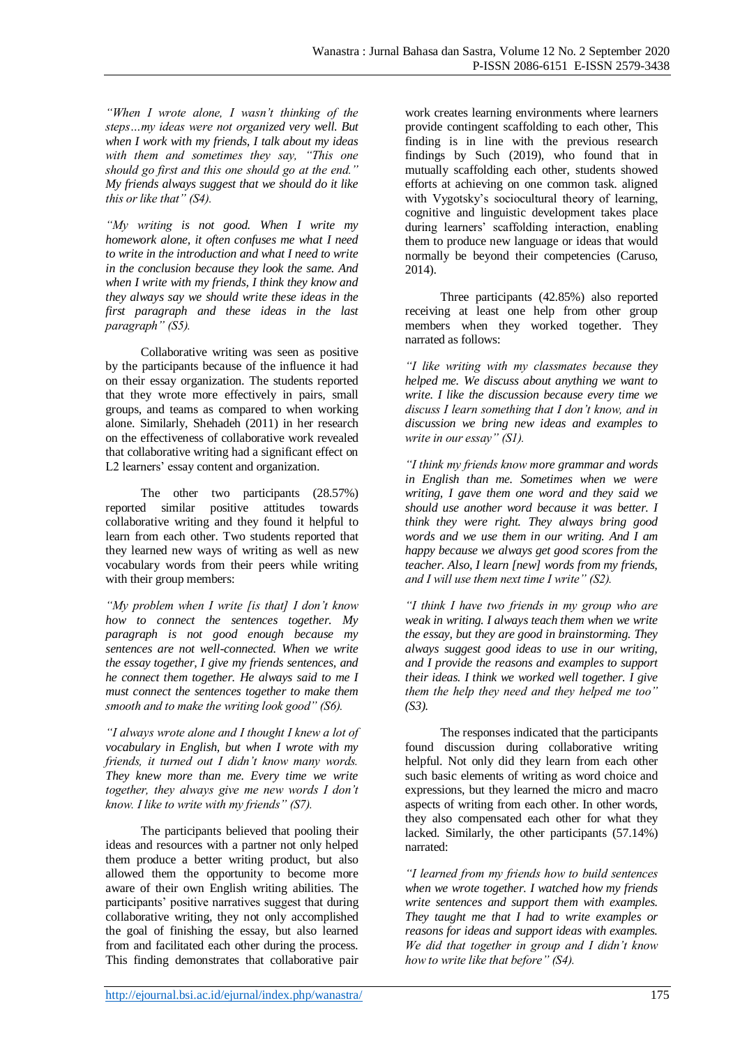*"When I wrote alone, I wasn't thinking of the steps…my ideas were not organized very well. But when I work with my friends, I talk about my ideas with them and sometimes they say, "This one should go first and this one should go at the end." My friends always suggest that we should do it like this or like that" (S4).*

*"My writing is not good. When I write my homework alone, it often confuses me what I need to write in the introduction and what I need to write in the conclusion because they look the same. And when I write with my friends, I think they know and they always say we should write these ideas in the first paragraph and these ideas in the last paragraph" (S5).*

Collaborative writing was seen as positive by the participants because of the influence it had on their essay organization. The students reported that they wrote more effectively in pairs, small groups, and teams as compared to when working alone. Similarly, Shehadeh (2011) in her research on the effectiveness of collaborative work revealed that collaborative writing had a significant effect on L2 learners' essay content and organization.

The other two participants (28.57%) reported similar positive attitudes towards collaborative writing and they found it helpful to learn from each other. Two students reported that they learned new ways of writing as well as new vocabulary words from their peers while writing with their group members:

*"My problem when I write [is that] I don't know how to connect the sentences together. My paragraph is not good enough because my sentences are not well-connected. When we write the essay together, I give my friends sentences, and he connect them together. He always said to me I must connect the sentences together to make them smooth and to make the writing look good" (S6).*

*"I always wrote alone and I thought I knew a lot of vocabulary in English, but when I wrote with my friends, it turned out I didn't know many words. They knew more than me. Every time we write together, they always give me new words I don't know. I like to write with my friends" (S7).*

The participants believed that pooling their ideas and resources with a partner not only helped them produce a better writing product, but also allowed them the opportunity to become more aware of their own English writing abilities. The participants' positive narratives suggest that during collaborative writing, they not only accomplished the goal of finishing the essay, but also learned from and facilitated each other during the process. This finding demonstrates that collaborative pair work creates learning environments where learners provide contingent scaffolding to each other, This finding is in line with the previous research findings by Such (2019), who found that in mutually scaffolding each other, students showed efforts at achieving on one common task. aligned with Vygotsky's sociocultural theory of learning, cognitive and linguistic development takes place during learners' scaffolding interaction, enabling them to produce new language or ideas that would normally be beyond their competencies (Caruso, 2014).

Three participants (42.85%) also reported receiving at least one help from other group members when they worked together. They narrated as follows:

*"I like writing with my classmates because they helped me. We discuss about anything we want to write. I like the discussion because every time we discuss I learn something that I don't know, and in discussion we bring new ideas and examples to write in our essay" (S1).*

*"I think my friends know more grammar and words in English than me. Sometimes when we were writing, I gave them one word and they said we should use another word because it was better. I think they were right. They always bring good words and we use them in our writing. And I am happy because we always get good scores from the teacher. Also, I learn [new] words from my friends, and I will use them next time I write" (S2).*

*"I think I have two friends in my group who are weak in writing. I always teach them when we write the essay, but they are good in brainstorming. They always suggest good ideas to use in our writing, and I provide the reasons and examples to support their ideas. I think we worked well together. I give them the help they need and they helped me too" (S3).*

The responses indicated that the participants found discussion during collaborative writing helpful. Not only did they learn from each other such basic elements of writing as word choice and expressions, but they learned the micro and macro aspects of writing from each other. In other words, they also compensated each other for what they lacked. Similarly, the other participants (57.14%) narrated:

*"I learned from my friends how to build sentences when we wrote together. I watched how my friends write sentences and support them with examples. They taught me that I had to write examples or reasons for ideas and support ideas with examples. We did that together in group and I didn't know how to write like that before" (S4).*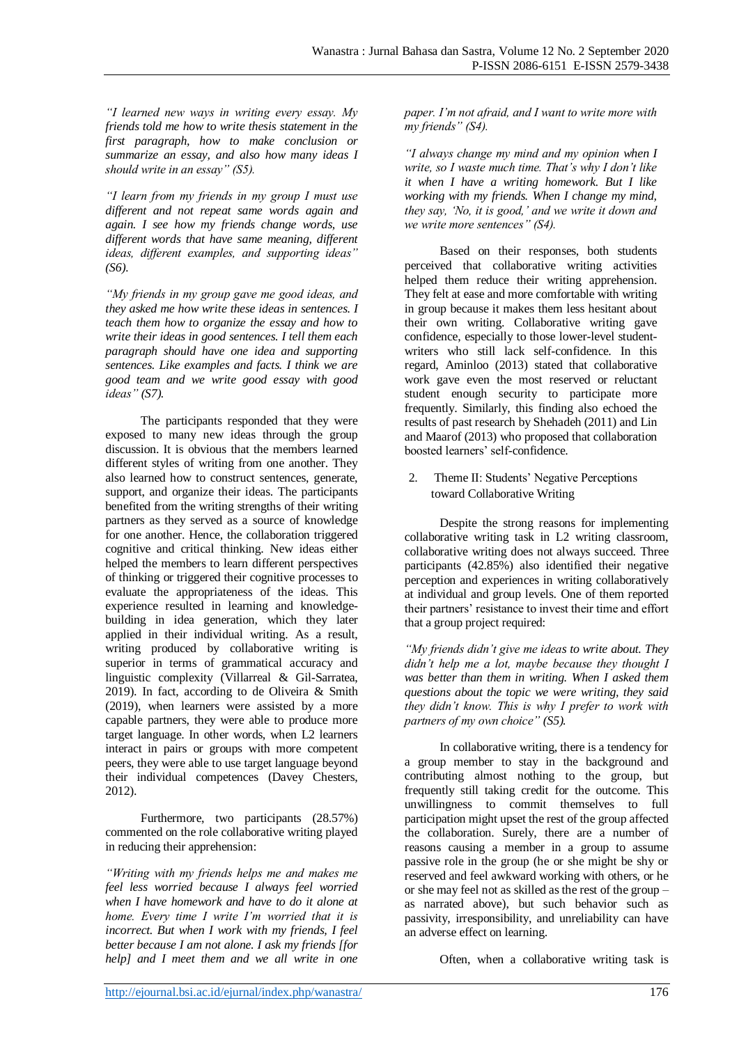*"I learned new ways in writing every essay. My friends told me how to write thesis statement in the first paragraph, how to make conclusion or summarize an essay, and also how many ideas I should write in an essay" (S5).*

*"I learn from my friends in my group I must use different and not repeat same words again and again. I see how my friends change words, use different words that have same meaning, different ideas, different examples, and supporting ideas" (S6).*

*"My friends in my group gave me good ideas, and they asked me how write these ideas in sentences. I teach them how to organize the essay and how to write their ideas in good sentences. I tell them each paragraph should have one idea and supporting sentences. Like examples and facts. I think we are good team and we write good essay with good ideas" (S7).*

The participants responded that they were exposed to many new ideas through the group discussion. It is obvious that the members learned different styles of writing from one another. They also learned how to construct sentences, generate, support, and organize their ideas. The participants benefited from the writing strengths of their writing partners as they served as a source of knowledge for one another. Hence, the collaboration triggered cognitive and critical thinking. New ideas either helped the members to learn different perspectives of thinking or triggered their cognitive processes to evaluate the appropriateness of the ideas. This experience resulted in learning and knowledge-building in idea generation, which they later applied in their individual writing. As a result, writing produced by collaborative writing is superior in terms of grammatical accuracy and linguistic complexity (Villarreal & Gil-Sarratea, 2019). In fact, according to de Oliveira & Smith (2019), when learners were assisted by a more capable partners, they were able to produce more target language. In other words, when L2 learners interact in pairs or groups with more competent peers, they were able to use target language beyond their individual competences (Davey Chesters, 2012).

Furthermore, two participants (28.57%) commented on the role collaborative writing played in reducing their apprehension:

*"Writing with my friends helps me and makes me feel less worried because I always feel worried when I have homework and have to do it alone at home. Every time I write I'm worried that it is incorrect. But when I work with my friends, I feel better because I am not alone. I ask my friends [for help] and I meet them and we all write in one paper. I'm not afraid, and I want to write more with my friends" (S4).*

*"I always change my mind and my opinion when I write, so I waste much time. That's why I don't like it when I have a writing homework. But I like working with my friends. When I change my mind, they say, 'No, it is good,' and we write it down and we write more sentences" (S4).*

Based on their responses, both students perceived that collaborative writing activities helped them reduce their writing apprehension. They felt at ease and more comfortable with writing in group because it makes them less hesitant about their own writing. Collaborative writing gave confidence, especially to those lower-level student-writers who still lack self-confidence. In this regard, Aminloo (2013) stated that collaborative work gave even the most reserved or reluctant student enough security to participate more frequently. Similarly, this finding also echoed the results of past research by Shehadeh (2011) and Lin and Maarof (2013) who proposed that collaboration boosted learners' self-confidence.

2. Theme II: Students' Negative Perceptions toward Collaborative Writing

Despite the strong reasons for implementing collaborative writing task in L2 writing classroom, collaborative writing does not always succeed. Three participants (42.85%) also identified their negative perception and experiences in writing collaboratively at individual and group levels. One of them reported their partners' resistance to invest their time and effort that a group project required:

*"My friends didn't give me ideas to write about. They didn't help me a lot, maybe because they thought I was better than them in writing. When I asked them questions about the topic we were writing, they said they didn't know. This is why I prefer to work with partners of my own choice" (S5).*

In collaborative writing, there is a tendency for a group member to stay in the background and contributing almost nothing to the group, but frequently still taking credit for the outcome. This unwillingness to commit themselves to full participation might upset the rest of the group affected the collaboration. Surely, there are a number of reasons causing a member in a group to assume passive role in the group (he or she might be shy or reserved and feel awkward working with others, or he or she may feel not as skilled as the rest of the group – as narrated above), but such behavior such as passivity, irresponsibility, and unreliability can have an adverse effect on learning.

Often, when a collaborative writing task is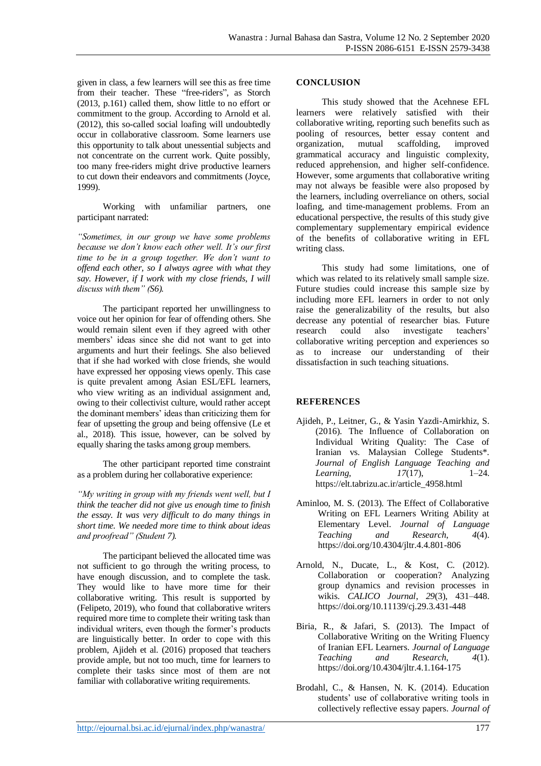given in class, a few learners will see this as free time from their teacher. These "free-riders", as Storch (2013, p.161) called them, show little to no effort or commitment to the group. According to Arnold et al. (2012), this so-called social loafing will undoubtedly occur in collaborative classroom. Some learners use this opportunity to talk about unessential subjects and not concentrate on the current work. Quite possibly, too many free-riders might drive productive learners to cut down their endeavors and commitments (Joyce, 1999).

Working with unfamiliar partners, one participant narrated:

*"Sometimes, in our group we have some problems because we don't know each other well. It's our first time to be in a group together. We don't want to offend each other, so I always agree with what they say. However, if I work with my close friends, I will discuss with them" (S6).*

The participant reported her unwillingness to voice out her opinion for fear of offending others. She would remain silent even if they agreed with other members' ideas since she did not want to get into arguments and hurt their feelings. She also believed that if she had worked with close friends, she would have expressed her opposing views openly. This case is quite prevalent among Asian ESL/EFL learners, who view writing as an individual assignment and, owing to their collectivist culture, would rather accept the dominant members' ideas than criticizing them for fear of upsetting the group and being offensive (Le et al., 2018). This issue, however, can be solved by equally sharing the tasks among group members.

The other participant reported time constraint as a problem during her collaborative experience:

*"My writing in group with my friends went well, but I think the teacher did not give us enough time to finish the essay. It was very difficult to do many things in short time. We needed more time to think about ideas and proofread" (Student 7).*

The participant believed the allocated time was not sufficient to go through the writing process, to have enough discussion, and to complete the task. They would like to have more time for their collaborative writing. This result is supported by (Felipeto, 2019), who found that collaborative writers required more time to complete their writing task than individual writers, even though the former's products are linguistically better. In order to cope with this problem, Ajideh et al. (2016) proposed that teachers provide ample, but not too much, time for learners to complete their tasks since most of them are not familiar with collaborative writing requirements.

## CONCLUSION

This study showed that the Acehnese EFL learners were relatively satisfied with their collaborative writing, reporting such benefits such as pooling of resources, better essay content and organization, mutual scaffolding, improved grammatical accuracy and linguistic complexity, reduced apprehension, and higher self-confidence. However, some arguments that collaborative writing may not always be feasible were also proposed by the learners, including overreliance on others, social loafing, and time-management problems. From an educational perspective, the results of this study give complementary supplementary empirical evidence of the benefits of collaborative writing in EFL writing class.

This study had some limitations, one of which was related to its relatively small sample size. Future studies could increase this sample size by including more EFL learners in order to not only raise the generalizability of the results, but also decrease any potential of researcher bias. Future research could also investigate teachers' collaborative writing perception and experiences so as to increase our understanding of their dissatisfaction in such teaching situations.

## REFERENCES

Ajideh, P., Leitner, G., & Yasin Yazdi-Amirkhiz, S. (2016). The Influence of Collaboration on Individual Writing Quality: The Case of Iranian vs. Malaysian College Students*. *Journal of English Language Teaching and Learning*, *17*(17), 1–24. https://elt.tabrizu.ac.ir/article_4958.html

Aminloo, M. S. (2013). The Effect of Collaborative Writing on EFL Learners Writing Ability at Elementary Level. *Journal of Language Teaching and Research*, *4*(4). https://doi.org/10.4304/jltr.4.4.801-806

Arnold, N., Ducate, L., & Kost, C. (2012). Collaboration or cooperation? Analyzing group dynamics and revision processes in wikis. *CALICO Journal*, *29*(3), 431–448. https://doi.org/10.11139/cj.29.3.431-448

Biria, R., & Jafari, S. (2013). The Impact of Collaborative Writing on the Writing Fluency of Iranian EFL Learners. *Journal of Language Teaching and Research*, *4*(1). https://doi.org/10.4304/jltr.4.1.164-175

Brodahl, C., & Hansen, N. K. (2014). Education students' use of collaborative writing tools in collectively reflective essay papers. *Journal of*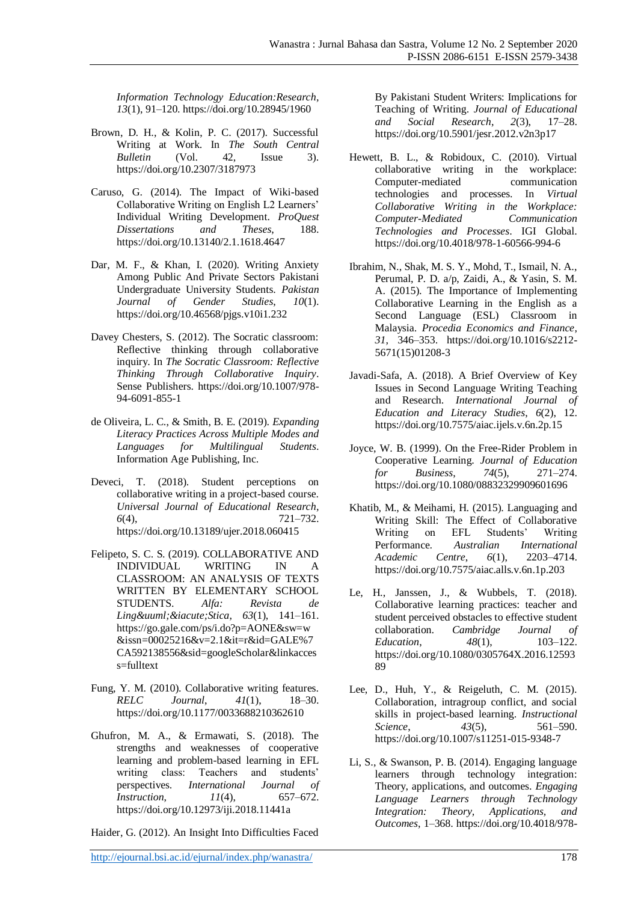*Information Technology Education:Research*, *13*(1), 91–120. https://doi.org/10.28945/1960

Brown, D. H., & Kolin, P. C. (2017). Successful Writing at Work. In *The South Central Bulletin* (Vol. 42, Issue 3). https://doi.org/10.2307/3187973

Caruso, G. (2014). The Impact of Wiki-based Collaborative Writing on English L2 Learners' Individual Writing Development. *ProQuest Dissertations and Theses*, 188. https://doi.org/10.13140/2.1.1618.4647

Dar, M. F., & Khan, I. (2020). Writing Anxiety Among Public And Private Sectors Pakistani Undergraduate University Students. *Pakistan Journal of Gender Studies*, *10*(1). https://doi.org/10.46568/pjgs.v10i1.232

Davey Chesters, S. (2012). The Socratic classroom: Reflective thinking through collaborative inquiry. In *The Socratic Classroom: Reflective Thinking Through Collaborative Inquiry*. Sense Publishers. https://doi.org/10.1007/978-94-6091-855-1

de Oliveira, L. C., & Smith, B. E. (2019). *Expanding Literacy Practices Across Multiple Modes and Languages for Multilingual Students*. Information Age Publishing, Inc.

Deveci, T. (2018). Student perceptions on collaborative writing in a project-based course. *Universal Journal of Educational Research*, *6*(4), 721–732. https://doi.org/10.13189/ujer.2018.060415

Felipeto, S. C. S. (2019). COLLABORATIVE AND INDIVIDUAL WRITING IN A CLASSROOM: AN ANALYSIS OF TEXTS WRITTEN BY ELEMENTARY SCHOOL STUDENTS. *Alfa: Revista de Ling&uuml;&iacute;Stica*, *63*(1), 141–161. https://go.gale.com/ps/i.do?p=AONE&sw=w&issn=00025216&v=2.1&it=r&id=GALE%7CA592138556&sid=googleScholar&linkaccess=fulltext

Fung, Y. M. (2010). Collaborative writing features. *RELC Journal*, *41*(1), 18–30. https://doi.org/10.1177/0033688210362610

Ghufron, M. A., & Ermawati, S. (2018). The strengths and weaknesses of cooperative learning and problem-based learning in EFL writing class: Teachers and students' perspectives. *International Journal of Instruction*, *11*(4), 657–672. https://doi.org/10.12973/iji.2018.11441a

Haider, G. (2012). An Insight Into Difficulties Faced By Pakistani Student Writers: Implications for Teaching of Writing. *Journal of Educational and Social Research*, *2*(3), 17–28. https://doi.org/10.5901/jesr.2012.v2n3p17

Hewett, B. L., & Robidoux, C. (2010). Virtual collaborative writing in the workplace: Computer-mediated communication technologies and processes. In *Virtual Collaborative Writing in the Workplace: Computer-Mediated Communication Technologies and Processes*. IGI Global. https://doi.org/10.4018/978-1-60566-994-6

Ibrahim, N., Shak, M. S. Y., Mohd, T., Ismail, N. A., Perumal, P. D. a/p, Zaidi, A., & Yasin, S. M. A. (2015). The Importance of Implementing Collaborative Learning in the English as a Second Language (ESL) Classroom in Malaysia. *Procedia Economics and Finance*, *31*, 346–353. https://doi.org/10.1016/s2212-5671(15)01208-3

Javadi-Safa, A. (2018). A Brief Overview of Key Issues in Second Language Writing Teaching and Research. *International Journal of Education and Literacy Studies*, *6*(2), 12. https://doi.org/10.7575/aiac.ijels.v.6n.2p.15

Joyce, W. B. (1999). On the Free-Rider Problem in Cooperative Learning. *Journal of Education for Business*, *74*(5), 271–274. https://doi.org/10.1080/08832329909601696

Khatib, M., & Meihami, H. (2015). Languaging and Writing Skill: The Effect of Collaborative Writing on EFL Students' Writing Performance. *Australian International Academic Centre*, *6*(1), 2203–4714. https://doi.org/10.7575/aiac.alls.v.6n.1p.203

Le, H., Janssen, J., & Wubbels, T. (2018). Collaborative learning practices: teacher and student perceived obstacles to effective student collaboration. *Cambridge Journal of Education*, *48*(1), 103–122. https://doi.org/10.1080/0305764X.2016.1259389

Lee, D., Huh, Y., & Reigeluth, C. M. (2015). Collaboration, intragroup conflict, and social skills in project-based learning. *Instructional Science*, *43*(5), 561–590. https://doi.org/10.1007/s11251-015-9348-7

Li, S., & Swanson, P. B. (2014). Engaging language learners through technology integration: Theory, applications, and outcomes. *Engaging Language Learners through Technology Integration: Theory, Applications, and Outcomes*, 1–368. https://doi.org/10.4018/978-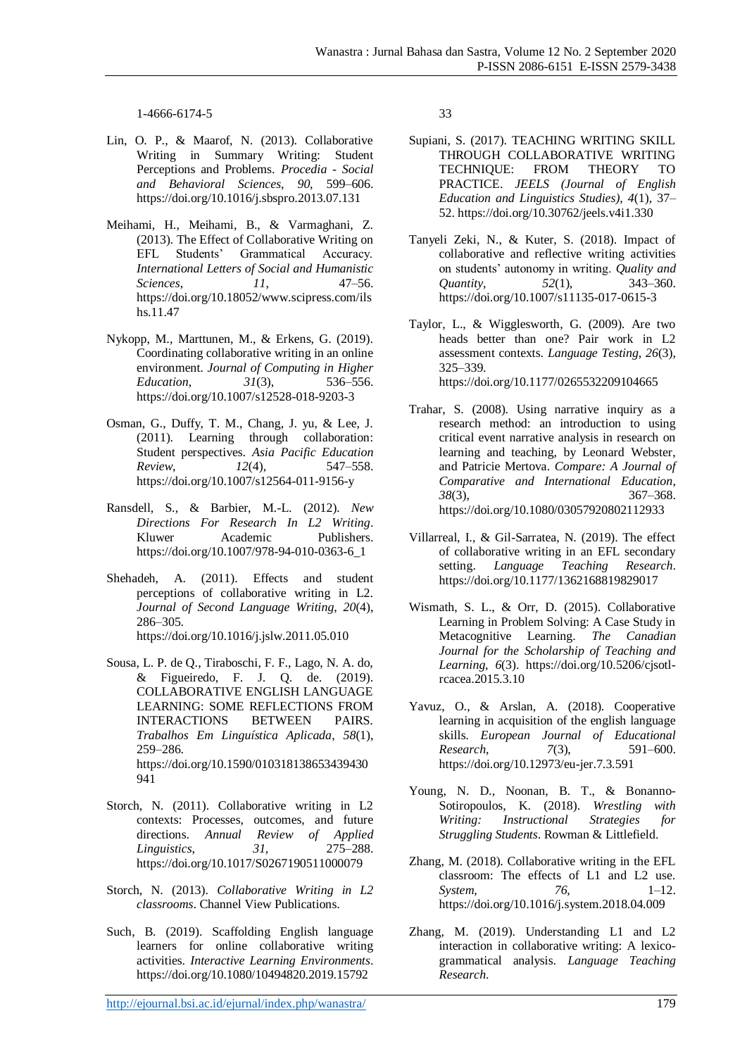1-4666-6174-5

Lin, O. P., & Maarof, N. (2013). Collaborative Writing in Summary Writing: Student Perceptions and Problems. *Procedia - Social and Behavioral Sciences*, *90*, 599–606. https://doi.org/10.1016/j.sbspro.2013.07.131

Meihami, H., Meihami, B., & Varmaghani, Z. (2013). The Effect of Collaborative Writing on EFL Students' Grammatical Accuracy. *International Letters of Social and Humanistic Sciences*, *11*, 47–56. https://doi.org/10.18052/www.scipress.com/ilshs.11.47

Nykopp, M., Marttunen, M., & Erkens, G. (2019). Coordinating collaborative writing in an online environment. *Journal of Computing in Higher Education*, *31*(3), 536–556. https://doi.org/10.1007/s12528-018-9203-3

Osman, G., Duffy, T. M., Chang, J. yu, & Lee, J. (2011). Learning through collaboration: Student perspectives. *Asia Pacific Education Review*, *12*(4), 547–558. https://doi.org/10.1007/s12564-011-9156-y

Ransdell, S., & Barbier, M.-L. (2012). *New Directions For Research In L2 Writing*. Kluwer Academic Publishers. https://doi.org/10.1007/978-94-010-0363-6_1

Shehadeh, A. (2011). Effects and student perceptions of collaborative writing in L2. *Journal of Second Language Writing*, *20*(4), 286–305. https://doi.org/10.1016/j.jslw.2011.05.010

Sousa, L. P. de Q., Tiraboschi, F. F., Lago, N. A. do, & Figueiredo, F. J. Q. de. (2019). COLLABORATIVE ENGLISH LANGUAGE LEARNING: SOME REFLECTIONS FROM INTERACTIONS BETWEEN PAIRS. *Trabalhos Em Linguística Aplicada*, *58*(1), 259–286. https://doi.org/10.1590/010318138653439430941

Storch, N. (2011). Collaborative writing in L2 contexts: Processes, outcomes, and future directions. *Annual Review of Applied Linguistics*, *31*, 275–288. https://doi.org/10.1017/S0267190511000079

Storch, N. (2013). *Collaborative Writing in L2 classrooms*. Channel View Publications.

Such, B. (2019). Scaffolding English language learners for online collaborative writing activities. *Interactive Learning Environments*. https://doi.org/10.1080/10494820.2019.1579233

Supiani, S. (2017). TEACHING WRITING SKILL THROUGH COLLABORATIVE WRITING TECHNIQUE: FROM THEORY TO PRACTICE. *JEELS (Journal of English Education and Linguistics Studies)*, *4*(1), 37–52. https://doi.org/10.30762/jeels.v4i1.330

Tanyeli Zeki, N., & Kuter, S. (2018). Impact of collaborative and reflective writing activities on students' autonomy in writing. *Quality and Quantity*, *52*(1), 343–360. https://doi.org/10.1007/s11135-017-0615-3

Taylor, L., & Wigglesworth, G. (2009). Are two heads better than one? Pair work in L2 assessment contexts. *Language Testing*, *26*(3), 325–339. https://doi.org/10.1177/0265532209104665

Trahar, S. (2008). Using narrative inquiry as a research method: an introduction to using critical event narrative analysis in research on learning and teaching, by Leonard Webster, and Patricie Mertova. *Compare: A Journal of Comparative and International Education*, *38*(3), 367–368. https://doi.org/10.1080/03057920802112933

Villarreal, I., & Gil-Sarratea, N. (2019). The effect of collaborative writing in an EFL secondary setting. *Language Teaching Research*. https://doi.org/10.1177/1362168819829017

Wismath, S. L., & Orr, D. (2015). Collaborative Learning in Problem Solving: A Case Study in Metacognitive Learning. *The Canadian Journal for the Scholarship of Teaching and Learning*, *6*(3). https://doi.org/10.5206/cjsotl-rcacea.2015.3.10

Yavuz, O., & Arslan, A. (2018). Cooperative learning in acquisition of the english language skills. *European Journal of Educational Research*, *7*(3), 591–600. https://doi.org/10.12973/eu-jer.7.3.591

Young, N. D., Noonan, B. T., & Bonanno-Sotiropoulos, K. (2018). *Wrestling with Writing: Instructional Strategies for Struggling Students*. Rowman & Littlefield.

Zhang, M. (2018). Collaborative writing in the EFL classroom: The effects of L1 and L2 use. *System*, *76*, 1–12. https://doi.org/10.1016/j.system.2018.04.009

Zhang, M. (2019). Understanding L1 and L2 interaction in collaborative writing: A lexico-grammatical analysis. *Language Teaching Research*.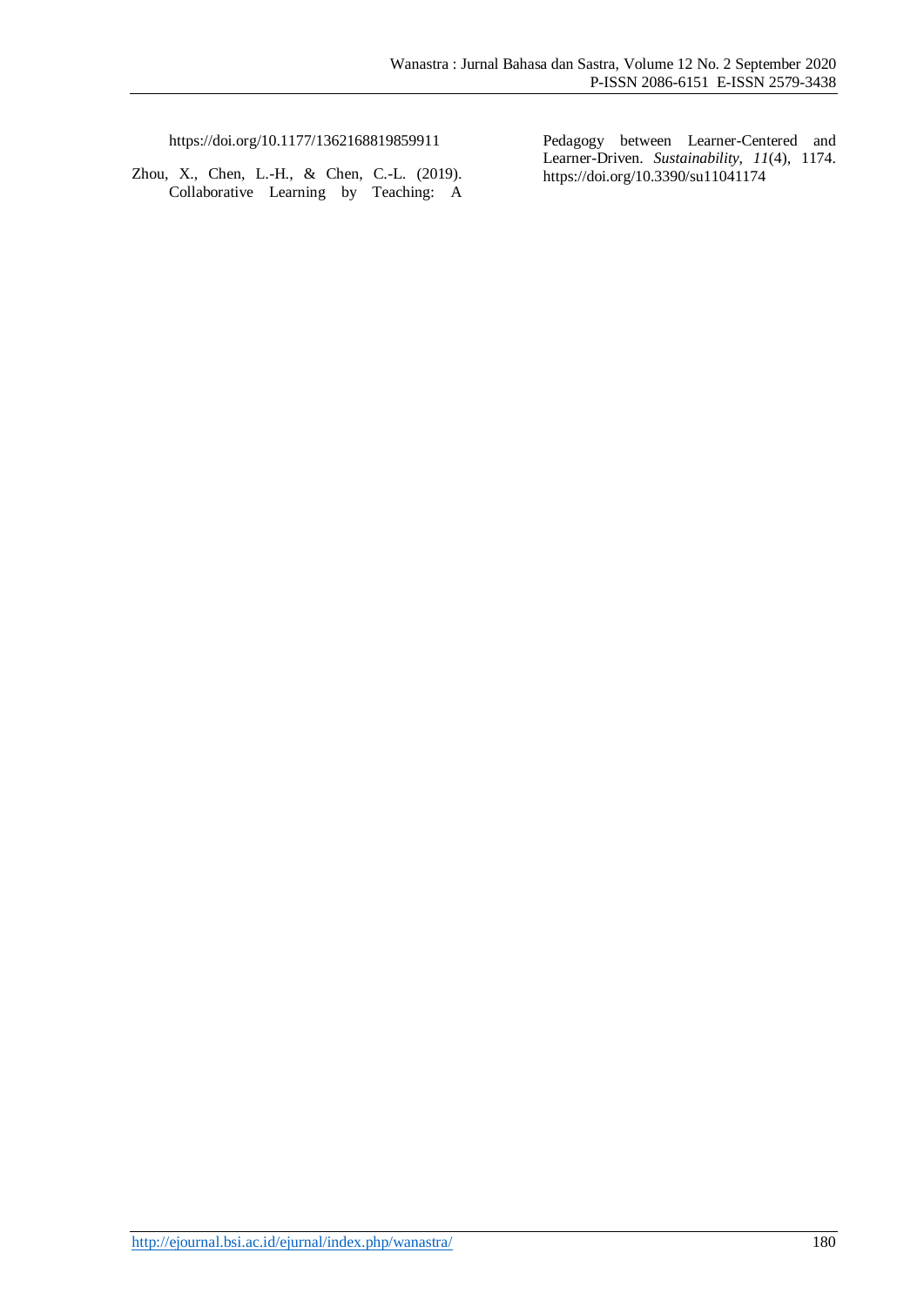https://doi.org/10.1177/1362168819859911

Zhou, X., Chen, L.-H., & Chen, C.-L. (2019). Collaborative Learning by Teaching: A Pedagogy between Learner-Centered and Learner-Driven. *Sustainability*, *11*(4), 1174. https://doi.org/10.3390/su11041174